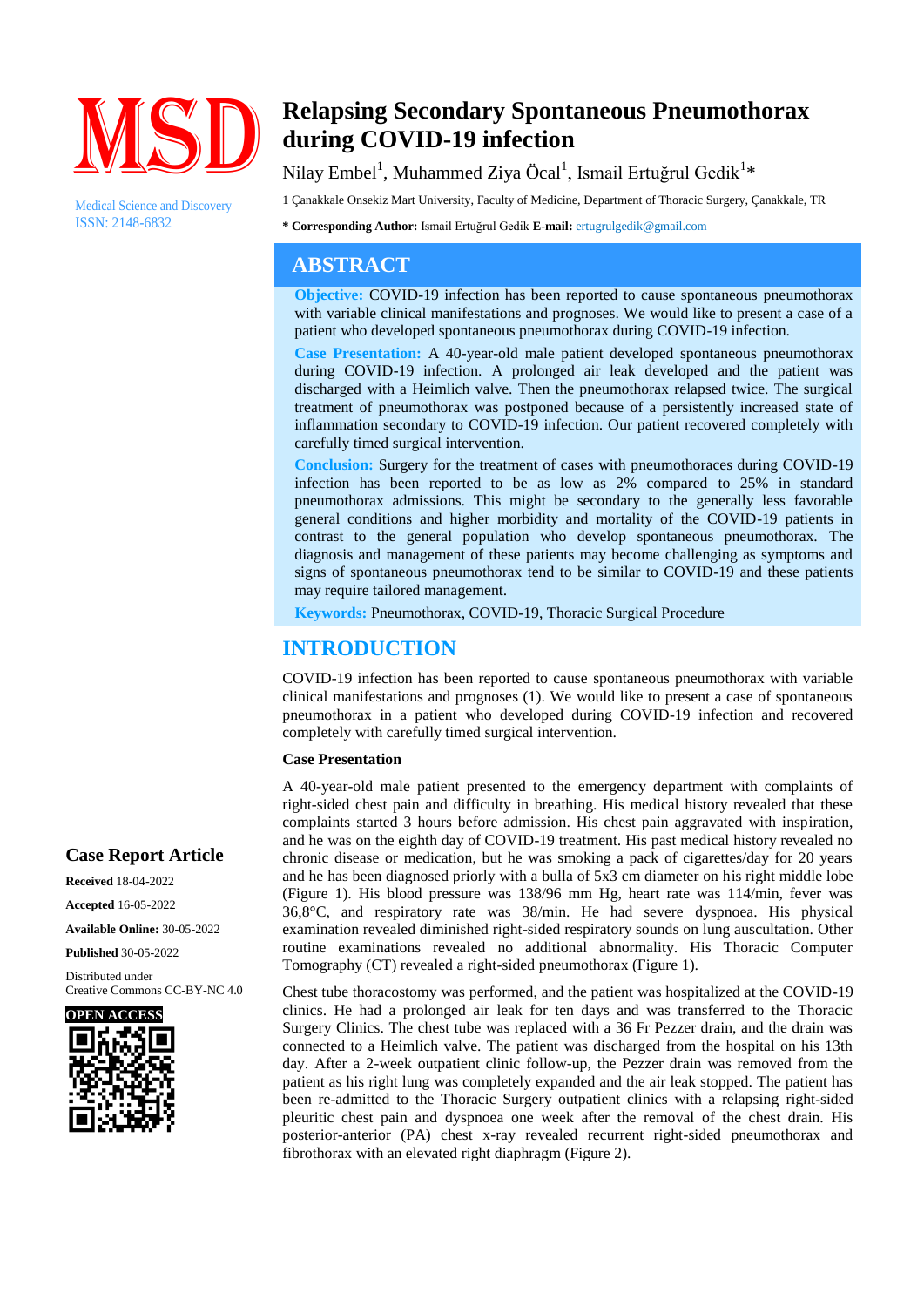MSD

Medical Science and Discovery
ISSN: 2148-6832

# Relapsing Secondary Spontaneous Pneumothorax during COVID-19 infection

Nilay Embel[1], Muhammed Ziya Öcal[1], Ismail Ertuğrul Gedik[1]*

1 Çanakkale Onsekiz Mart University, Faculty of Medicine, Department of Thoracic Surgery, Çanakkale, TR

**\* Corresponding Author:** Ismail Ertuğrul Gedik **E-mail:** ertugrulgedik@gmail.com

## ABSTRACT

**Objective:** COVID-19 infection has been reported to cause spontaneous pneumothorax with variable clinical manifestations and prognoses. We would like to present a case of a patient who developed spontaneous pneumothorax during COVID-19 infection.

**Case Presentation:** A 40-year-old male patient developed spontaneous pneumothorax during COVID-19 infection. A prolonged air leak developed and the patient was discharged with a Heimlich valve. Then the pneumothorax relapsed twice. The surgical treatment of pneumothorax was postponed because of a persistently increased state of inflammation secondary to COVID-19 infection. Our patient recovered completely with carefully timed surgical intervention.

**Conclusion:** Surgery for the treatment of cases with pneumothoraces during COVID-19 infection has been reported to be as low as 2% compared to 25% in standard pneumothorax admissions. This might be secondary to the generally less favorable general conditions and higher morbidity and mortality of the COVID-19 patients in contrast to the general population who develop spontaneous pneumothorax. The diagnosis and management of these patients may become challenging as symptoms and signs of spontaneous pneumothorax tend to be similar to COVID-19 and these patients may require tailored management.

**Keywords:** Pneumothorax, COVID-19, Thoracic Surgical Procedure

**Case Report Article**

**Received** 18-04-2022

**Accepted** 16-05-2022

**Available Online:** 30-05-2022

**Published** 30-05-2022

Distributed under
Creative Commons CC-BY-NC 4.0

**OPEN ACCESS**

## INTRODUCTION

COVID-19 infection has been reported to cause spontaneous pneumothorax with variable clinical manifestations and prognoses (1). We would like to present a case of spontaneous pneumothorax in a patient who developed during COVID-19 infection and recovered completely with carefully timed surgical intervention.

### Case Presentation

A 40-year-old male patient presented to the emergency department with complaints of right-sided chest pain and difficulty in breathing. His medical history revealed that these complaints started 3 hours before admission. His chest pain aggravated with inspiration, and he was on the eighth day of COVID-19 treatment. His past medical history revealed no chronic disease or medication, but he was smoking a pack of cigarettes/day for 20 years and he has been diagnosed priorly with a bulla of 5x3 cm diameter on his right middle lobe (Figure 1). His blood pressure was 138/96 mm Hg, heart rate was 114/min, fever was 36,8°C, and respiratory rate was 38/min. He had severe dyspnoea. His physical examination revealed diminished right-sided respiratory sounds on lung auscultation. Other routine examinations revealed no additional abnormality. His Thoracic Computer Tomography (CT) revealed a right-sided pneumothorax (Figure 1).

Chest tube thoracostomy was performed, and the patient was hospitalized at the COVID-19 clinics. He had a prolonged air leak for ten days and was transferred to the Thoracic Surgery Clinics. The chest tube was replaced with a 36 Fr Pezzer drain, and the drain was connected to a Heimlich valve. The patient was discharged from the hospital on his 13th day. After a 2-week outpatient clinic follow-up, the Pezzer drain was removed from the patient as his right lung was completely expanded and the air leak stopped. The patient has been re-admitted to the Thoracic Surgery outpatient clinics with a relapsing right-sided pleuritic chest pain and dyspnoea one week after the removal of the chest drain. His posterior-anterior (PA) chest x-ray revealed recurrent right-sided pneumothorax and fibrothorax with an elevated right diaphragm (Figure 2).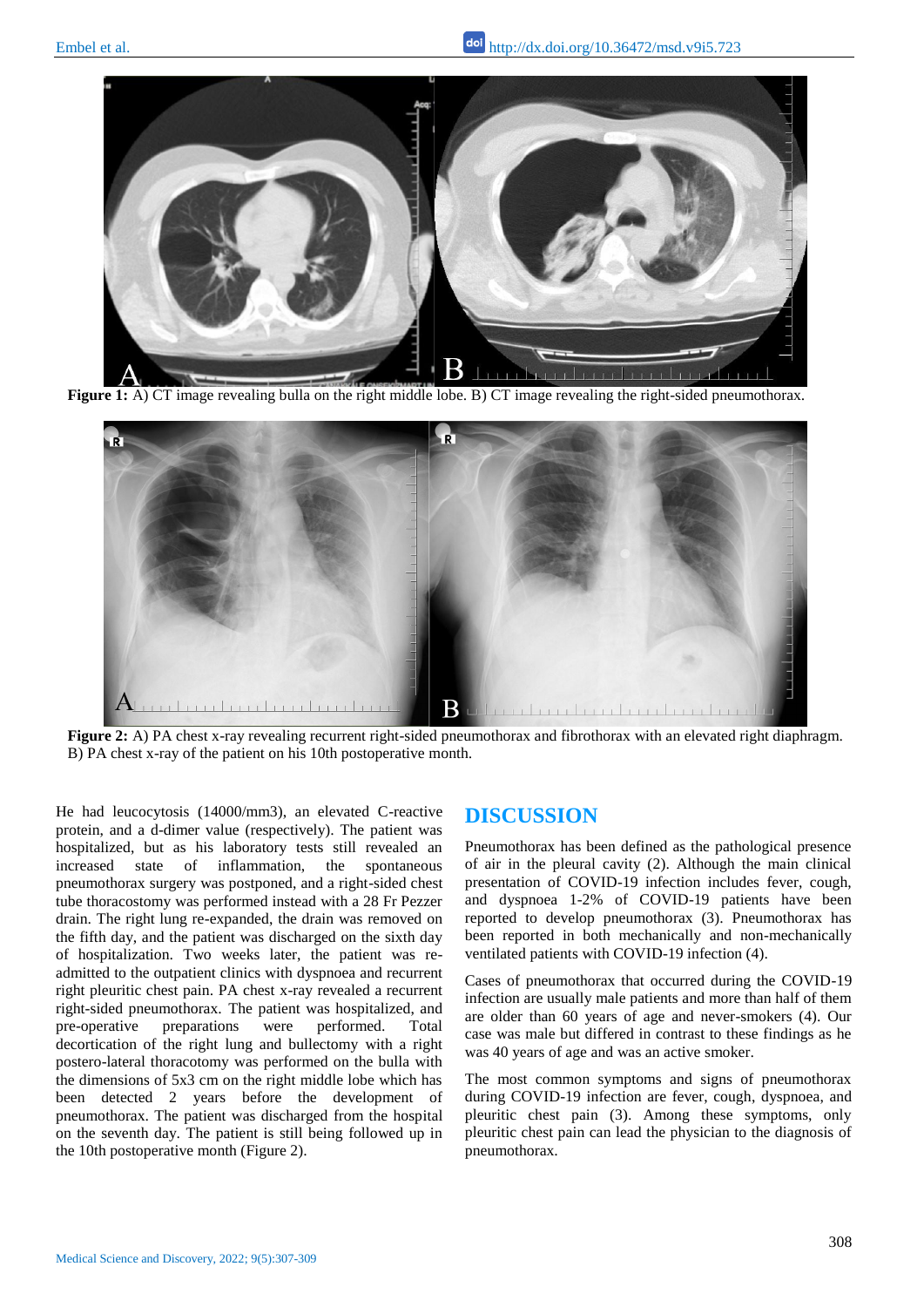**Figure 1:** A) CT image revealing bulla on the right middle lobe. B) CT image revealing the right-sided pneumothorax.

**Figure 2:** A) PA chest x-ray revealing recurrent right-sided pneumothorax and fibrothorax with an elevated right diaphragm. B) PA chest x-ray of the patient on his 10th postoperative month.

He had leucocytosis (14000/mm3), an elevated C-reactive protein, and a d-dimer value (respectively). The patient was hospitalized, but as his laboratory tests still revealed an increased state of inflammation, the spontaneous pneumothorax surgery was postponed, and a right-sided chest tube thoracostomy was performed instead with a 28 Fr Pezzer drain. The right lung re-expanded, the drain was removed on the fifth day, and the patient was discharged on the sixth day of hospitalization. Two weeks later, the patient was re-admitted to the outpatient clinics with dyspnoea and recurrent right pleuritic chest pain. PA chest x-ray revealed a recurrent right-sided pneumothorax. The patient was hospitalized, and pre-operative preparations were performed. Total decortication of the right lung and bullectomy with a right postero-lateral thoracotomy was performed on the bulla with the dimensions of 5x3 cm on the right middle lobe which has been detected 2 years before the development of pneumothorax. The patient was discharged from the hospital on the seventh day. The patient is still being followed up in the 10th postoperative month (Figure 2).

## DISCUSSION

Pneumothorax has been defined as the pathological presence of air in the pleural cavity (2). Although the main clinical presentation of COVID-19 infection includes fever, cough, and dyspnoea 1-2% of COVID-19 patients have been reported to develop pneumothorax (3). Pneumothorax has been reported in both mechanically and non-mechanically ventilated patients with COVID-19 infection (4).

Cases of pneumothorax that occurred during the COVID-19 infection are usually male patients and more than half of them are older than 60 years of age and never-smokers (4). Our case was male but differed in contrast to these findings as he was 40 years of age and was an active smoker.

The most common symptoms and signs of pneumothorax during COVID-19 infection are fever, cough, dyspnoea, and pleuritic chest pain (3). Among these symptoms, only pleuritic chest pain can lead the physician to the diagnosis of pneumothorax.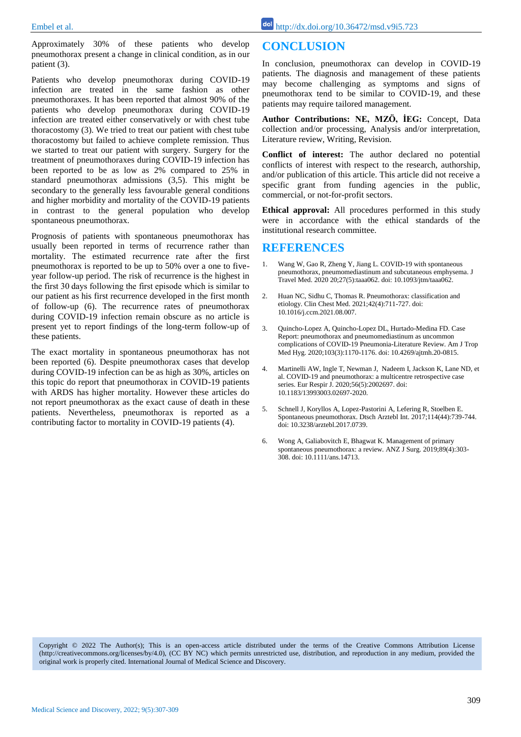Approximately 30% of these patients who develop pneumothorax present a change in clinical condition, as in our patient (3).

Patients who develop pneumothorax during COVID-19 infection are treated in the same fashion as other pneumothoraxes. It has been reported that almost 90% of the patients who develop pneumothorax during COVID-19 infection are treated either conservatively or with chest tube thoracostomy (3). We tried to treat our patient with chest tube thoracostomy but failed to achieve complete remission. Thus we started to treat our patient with surgery. Surgery for the treatment of pneumothoraxes during COVID-19 infection has been reported to be as low as 2% compared to 25% in standard pneumothorax admissions (3,5). This might be secondary to the generally less favourable general conditions and higher morbidity and mortality of the COVID-19 patients in contrast to the general population who develop spontaneous pneumothorax.

Prognosis of patients with spontaneous pneumothorax has usually been reported in terms of recurrence rather than mortality. The estimated recurrence rate after the first pneumothorax is reported to be up to 50% over a one to five-year follow-up period. The risk of recurrence is the highest in the first 30 days following the first episode which is similar to our patient as his first recurrence developed in the first month of follow-up (6). The recurrence rates of pneumothorax during COVID-19 infection remain obscure as no article is present yet to report findings of the long-term follow-up of these patients.

The exact mortality in spontaneous pneumothorax has not been reported (6). Despite pneumothorax cases that develop during COVID-19 infection can be as high as 30%, articles on this topic do report that pneumothorax in COVID-19 patients with ARDS has higher mortality. However these articles do not report pneumothorax as the exact cause of death in these patients. Nevertheless, pneumothorax is reported as a contributing factor to mortality in COVID-19 patients (4).

# CONCLUSION

In conclusion, pneumothorax can develop in COVID-19 patients. The diagnosis and management of these patients may become challenging as symptoms and signs of pneumothorax tend to be similar to COVID-19, and these patients may require tailored management.

**Author Contributions: NE, MZÖ, İEG:** Concept, Data collection and/or processing, Analysis and/or interpretation, Literature review, Writing, Revision.

**Conflict of interest:** The author declared no potential conflicts of interest with respect to the research, authorship, and/or publication of this article. This article did not receive a specific grant from funding agencies in the public, commercial, or not-for-profit sectors.

**Ethical approval:** All procedures performed in this study were in accordance with the ethical standards of the institutional research committee.

# REFERENCES

1. Wang W, Gao R, Zheng Y, Jiang L. COVID-19 with spontaneous pneumothorax, pneumomediastinum and subcutaneous emphysema. J Travel Med. 2020 20;27(5):taaa062. doi: 10.1093/jtm/taaa062.

2. Huan NC, Sidhu C, Thomas R. Pneumothorax: classification and etiology. Clin Chest Med. 2021;42(4):711-727. doi: 10.1016/j.ccm.2021.08.007.

3. Quincho-Lopez A, Quincho-Lopez DL, Hurtado-Medina FD. Case Report: pneumothorax and pneumomediastinum as uncommon complications of COVID-19 Pneumonia-Literature Review. Am J Trop Med Hyg. 2020;103(3):1170-1176. doi: 10.4269/ajtmh.20-0815.

4. Martinelli AW, Ingle T, Newman J, Nadeem I, Jackson K, Lane ND, et al. COVID-19 and pneumothorax: a multicentre retrospective case series. Eur Respir J. 2020;56(5):2002697. doi: 10.1183/13993003.02697-2020.

5. Schnell J, Koryllos A, Lopez-Pastorini A, Lefering R, Stoelben E. Spontaneous pneumothorax. Dtsch Arztebl Int. 2017;114(44):739-744. doi: 10.3238/arztebl.2017.0739.

6. Wong A, Galiabovitch E, Bhagwat K. Management of primary spontaneous pneumothorax: a review. ANZ J Surg. 2019;89(4):303-308. doi: 10.1111/ans.14713.

Copyright © 2022 The Author(s); This is an open-access article distributed under the terms of the Creative Commons Attribution License (http://creativecommons.org/licenses/by/4.0), (CC BY NC) which permits unrestricted use, distribution, and reproduction in any medium, provided the original work is properly cited. International Journal of Medical Science and Discovery.